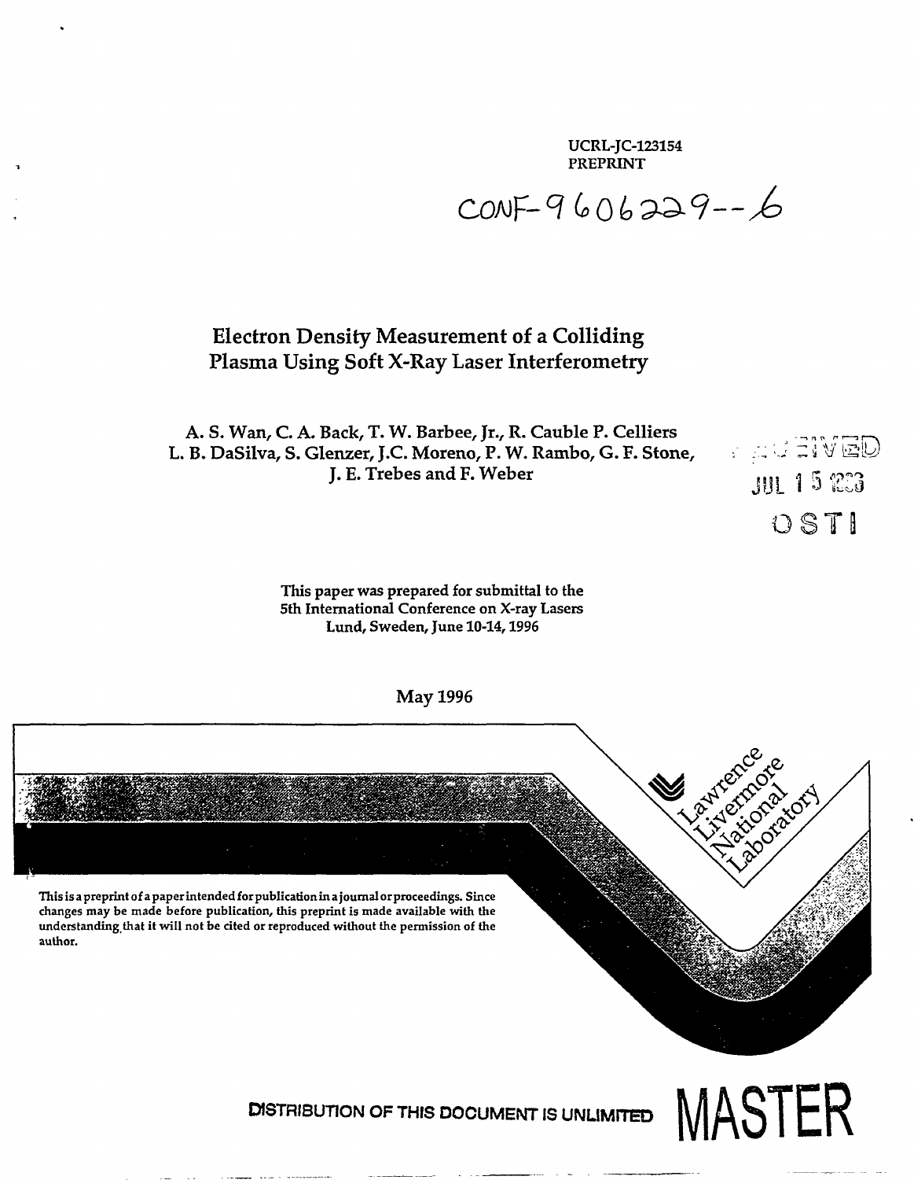UCRL-JC-123154
PREPRINT

CONF-9606229--6

# Electron Density Measurement of a Colliding Plasma Using Soft X-Ray Laser Interferometry

A. S. Wan, C. A. Back, T. W. Barbee, Jr., R. Cauble P. Celliers
L. B. DaSilva, S. Glenzer, J.C. Moreno, P. W. Rambo, G. F. Stone,
J. E. Trebes and F. Weber

RECEIVED
JUL 15 1996
OSTI

This paper was prepared for submittal to the
5th International Conference on X-ray Lasers
Lund, Sweden, June 10-14, 1996

May 1996

Lawrence Livermore National Laboratory

This is a preprint of a paper intended for publication in a journal or proceedings. Since changes may be made before publication, this preprint is made available with the understanding that it will not be cited or reproduced without the permission of the author.

DISTRIBUTION OF THIS DOCUMENT IS UNLIMITED

MASTER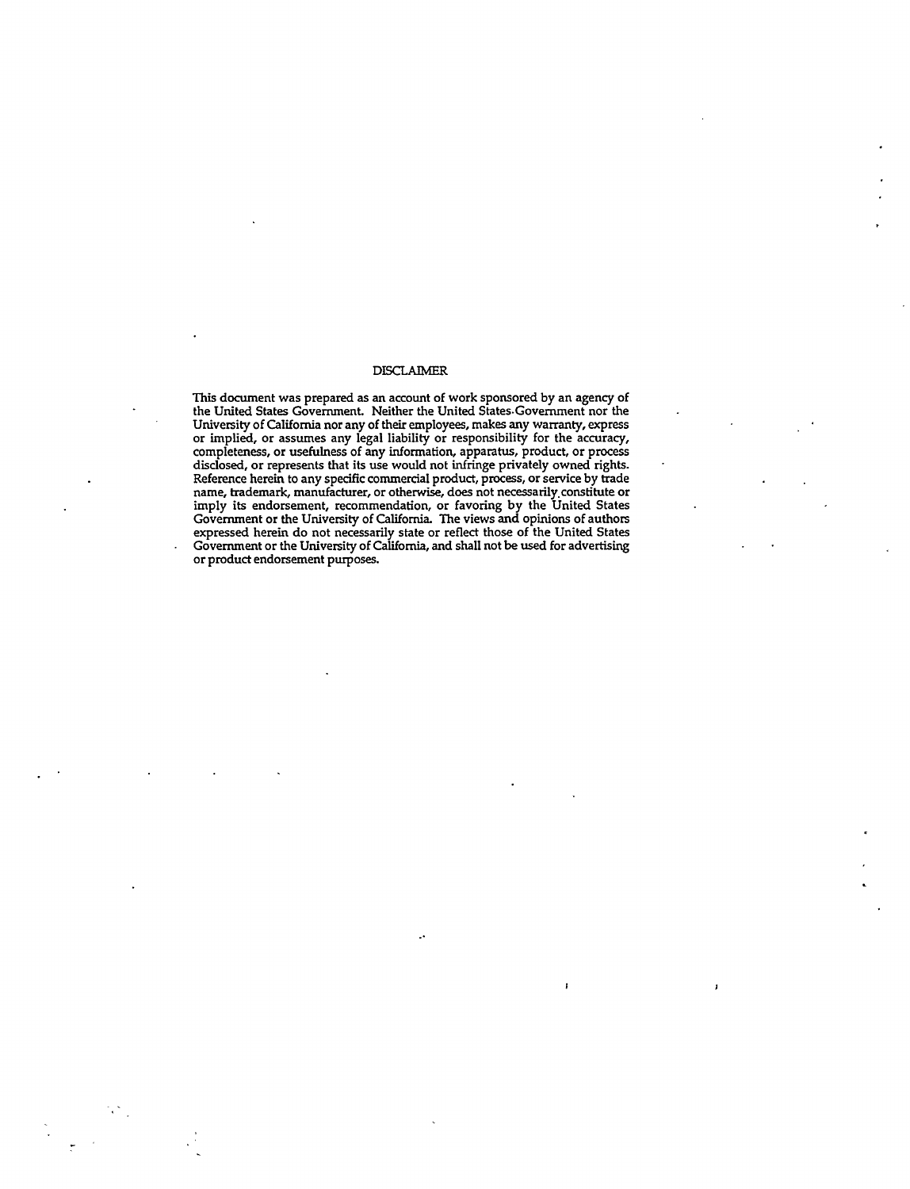# DISCLAIMER

This document was prepared as an account of work sponsored by an agency of the United States Government. Neither the United States Government nor the University of California nor any of their employees, makes any warranty, express or implied, or assumes any legal liability or responsibility for the accuracy, completeness, or usefulness of any information, apparatus, product, or process disclosed, or represents that its use would not infringe privately owned rights. Reference herein to any specific commercial product, process, or service by trade name, trademark, manufacturer, or otherwise, does not necessarily constitute or imply its endorsement, recommendation, or favoring by the United States Government or the University of California. The views and opinions of authors expressed herein do not necessarily state or reflect those of the United States Government or the University of California, and shall not be used for advertising or product endorsement purposes.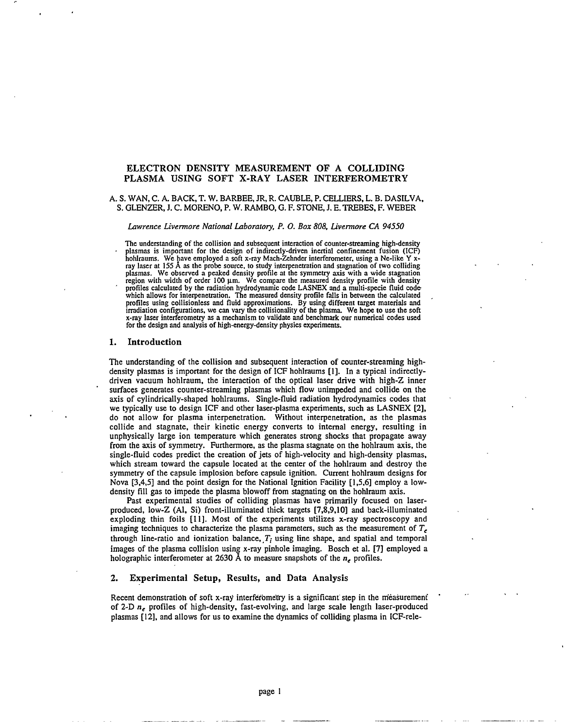# ELECTRON DENSITY MEASUREMENT OF A COLLIDING PLASMA USING SOFT X-RAY LASER INTERFEROMETRY

A. S. WAN, C. A. BACK, T. W. BARBEE, JR, R. CAUBLE, P. CELLIERS, L. B. DASILVA, S. GLENZER, J. C. MORENO, P. W. RAMBO, G. F. STONE, J. E. TREBES, F. WEBER

*Lawrence Livermore National Laboratory, P. O. Box 808, Livermore CA 94550*

The understanding of the collision and subsequent interaction of counter-streaming high-density plasmas is important for the design of indirectly-driven inertial confinement fusion (ICF) hohlraums. We have employed a soft x-ray Mach-Zehnder interferometer, using a Ne-like Y x-ray laser at 155 Å as the probe source, to study interpenetration and stagnation of two colliding plasmas. We observed a peaked density profile at the symmetry axis with a wide stagnation region with width of order 100 μm. We compare the measured density profile with density profiles calculated by the radiation hydrodynamic code LASNEX and a multi-specie fluid code which allows for interpenetration. The measured density profile falls in between the calculated profiles using collisionless and fluid approximations. By using different target materials and irradiation configurations, we can vary the collisionality of the plasma. We hope to use the soft x-ray laser interferometry as a mechanism to validate and benchmark our numerical codes used for the design and analysis of high-energy-density physics experiments.

## 1. Introduction

The understanding of the collision and subsequent interaction of counter-streaming high-density plasmas is important for the design of ICF hohlraums [1]. In a typical indirectly-driven vacuum hohlraum, the interaction of the optical laser drive with high-Z inner surfaces generates counter-streaming plasmas which flow unimpeded and collide on the axis of cylindrically-shaped hohlraums. Single-fluid radiation hydrodynamics codes that we typically use to design ICF and other laser-plasma experiments, such as LASNEX [2], do not allow for plasma interpenetration. Without interpenetration, as the plasmas collide and stagnate, their kinetic energy converts to internal energy, resulting in unphysically large ion temperature which generates strong shocks that propagate away from the axis of symmetry. Furthermore, as the plasma stagnate on the hohlraum axis, the single-fluid codes predict the creation of jets of high-velocity and high-density plasmas, which stream toward the capsule located at the center of the hohlraum and destroy the symmetry of the capsule implosion before capsule ignition. Current hohlraum designs for Nova [3,4,5] and the point design for the National Ignition Facility [1,5,6] employ a low-density fill gas to impede the plasma blowoff from stagnating on the hohlraum axis.

Past experimental studies of colliding plasmas have primarily focused on laser-produced, low-Z (Al, Si) front-illuminated thick targets [7,8,9,10] and back-illuminated exploding thin foils [11]. Most of the experiments utilizes x-ray spectroscopy and imaging techniques to characterize the plasma parameters, such as the measurement of $T_e$ through line-ratio and ionization balance, $T_i$ using line shape, and spatial and temporal images of the plasma collision using x-ray pinhole imaging. Bosch et al. [7] employed a holographic interferometer at 2630 Å to measure snapshots of the $n_e$ profiles.

## 2. Experimental Setup, Results, and Data Analysis

Recent demonstration of soft x-ray interferometry is a significant step in the measurement of 2-D $n_e$ profiles of high-density, fast-evolving, and large scale length laser-produced plasmas [12], and allows for us to examine the dynamics of colliding plasma in ICF-rele-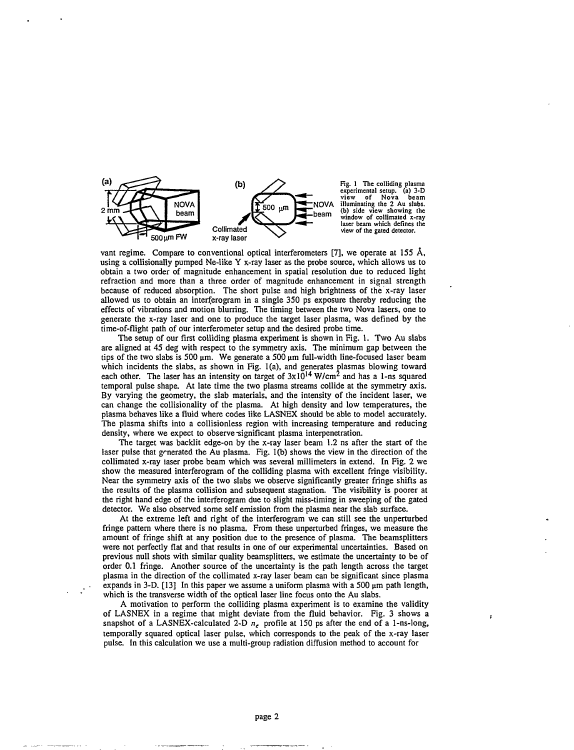Fig. 1 The colliding plasma experimental setup. (a) 3-D view of Nova beam illuminating the 2 Au slabs. (b) side view showing the window of collimated x-ray laser beam which defines the view of the gated detector.

vant regime. Compare to conventional optical interferometers [7], we operate at 155 Å, using a collisionally pumped Ne-like Y x-ray laser as the probe source, which allows us to obtain a two order of magnitude enhancement in spatial resolution due to reduced light refraction and more than a three order of magnitude enhancement in signal strength because of reduced absorption. The short pulse and high brightness of the x-ray laser allowed us to obtain an interferogram in a single 350 ps exposure thereby reducing the effects of vibrations and motion blurring. The timing between the two Nova lasers, one to generate the x-ray laser and one to produce the target laser plasma, was defined by the time-of-flight path of our interferometer setup and the desired probe time.

The setup of our first colliding plasma experiment is shown in Fig. 1. Two Au slabs are aligned at 45 deg with respect to the symmetry axis. The minimum gap between the tips of the two slabs is 500 μm. We generate a 500 μm full-width line-focused laser beam which incidents the slabs, as shown in Fig. 1(a), and generates plasmas blowing toward each other. The laser has an intensity on target of $3 \times 10^{14}$ W/cm$^2$ and has a 1-ns squared temporal pulse shape. At late time the two plasma streams collide at the symmetry axis. By varying the geometry, the slab materials, and the intensity of the incident laser, we can change the collisionality of the plasma. At high density and low temperatures, the plasma behaves like a fluid where codes like LASNEX should be able to model accurately. The plasma shifts into a collisionless region with increasing temperature and reducing density, where we expect to observe significant plasma interpenetration.

The target was backlit edge-on by the x-ray laser beam 1.2 ns after the start of the laser pulse that generated the Au plasma. Fig. 1(b) shows the view in the direction of the collimated x-ray laser probe beam which was several millimeters in extend. In Fig. 2 we show the measured interferogram of the colliding plasma with excellent fringe visibility. Near the symmetry axis of the two slabs we observe significantly greater fringe shifts as the results of the plasma collision and subsequent stagnation. The visibility is poorer at the right hand edge of the interferogram due to slight miss-timing in sweeping of the gated detector. We also observed some self emission from the plasma near the slab surface.

At the extreme left and right of the interferogram we can still see the unperturbed fringe pattern where there is no plasma. From these unperturbed fringes, we measure the amount of fringe shift at any position due to the presence of plasma. The beamsplitters were not perfectly flat and that results in one of our experimental uncertainties. Based on previous null shots with similar quality beamsplitters, we estimate the uncertainty to be of order 0.1 fringe. Another source of the uncertainty is the path length across the target plasma in the direction of the collimated x-ray laser beam can be significant since plasma expands in 3-D. [13] In this paper we assume a uniform plasma with a 500 μm path length, which is the transverse width of the optical laser line focus onto the Au slabs.

A motivation to perform the colliding plasma experiment is to examine the validity of LASNEX in a regime that might deviate from the fluid behavior. Fig. 3 shows a snapshot of a LASNEX-calculated 2-D $n_e$ profile at 150 ps after the end of a 1-ns-long, temporally squared optical laser pulse, which corresponds to the peak of the x-ray laser pulse. In this calculation we use a multi-group radiation diffusion method to account for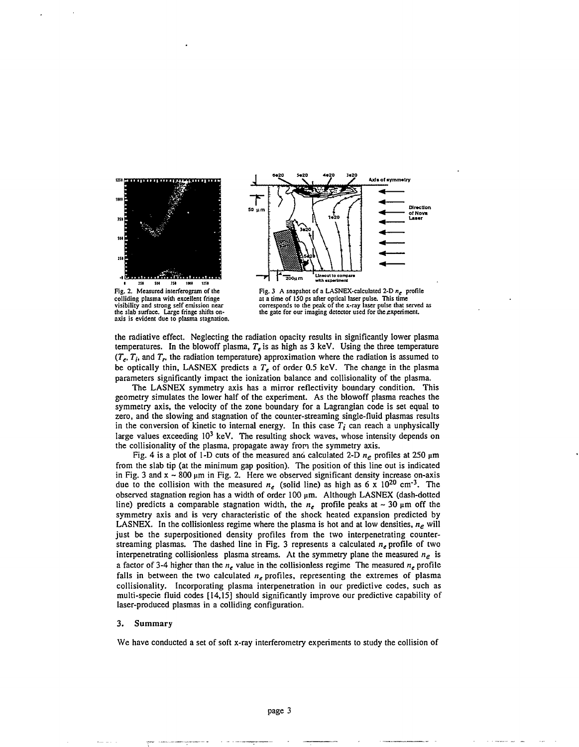Fig. 2. Measured interferogram of the colliding plasma with excellent fringe visibility and strong self emission near the slab surface. Large fringe shifts on-axis is evident due to plasma stagnation.

Fig. 3 A snapshot of a LASNEX-calculated 2-D $n_e$ profile at a time of 150 ps after optical laser pulse. This time corresponds to the peak of the x-ray laser pulse that served as the gate for our imaging detector used for the experiment.

the radiative effect. Neglecting the radiation opacity results in significantly lower plasma temperatures. In the blowoff plasma, $T_e$ is as high as 3 keV. Using the three temperature ($T_e$, $T_i$, and $T_r$, the radiation temperature) approximation where the radiation is assumed to be optically thin, LASNEX predicts a $T_e$ of order 0.5 keV. The change in the plasma parameters significantly impact the ionization balance and collisionality of the plasma.

The LASNEX symmetry axis has a mirror reflectivity boundary condition. This geometry simulates the lower half of the experiment. As the blowoff plasma reaches the symmetry axis, the velocity of the zone boundary for a Lagrangian code is set equal to zero, and the slowing and stagnation of the counter-streaming single-fluid plasmas results in the conversion of kinetic to internal energy. In this case $T_i$ can reach a unphysically large values exceeding $10^3$ keV. The resulting shock waves, whose intensity depends on the collisionality of the plasma, propagate away from the symmetry axis.

Fig. 4 is a plot of 1-D cuts of the measured and calculated 2-D $n_e$ profiles at 250 μm from the slab tip (at the minimum gap position). The position of this line out is indicated in Fig. 3 and x ~ 800 μm in Fig. 2. Here we observed significant density increase on-axis due to the collision with the measured $n_e$ (solid line) as high as 6 x $10^{20}$ $cm^{-3}$. The observed stagnation region has a width of order 100 μm. Although LASNEX (dash-dotted line) predicts a comparable stagnation width, the $n_e$ profile peaks at ~ 30 μm off the symmetry axis and is very characteristic of the shock heated expansion predicted by LASNEX. In the collisionless regime where the plasma is hot and at low densities, $n_e$ will just be the superpositioned density profiles from the two interpenetrating counter-streaming plasmas. The dashed line in Fig. 3 represents a calculated $n_e$ profile of two interpenetrating collisionless plasma streams. At the symmetry plane the measured $n_e$ is a factor of 3-4 higher than the $n_e$ value in the collisionless regime The measured $n_e$ profile falls in between the two calculated $n_e$ profiles, representing the extremes of plasma collisionality. Incorporating plasma interpenetration in our predictive codes, such as multi-specie fluid codes [14,15] should significantly improve our predictive capability of laser-produced plasmas in a colliding configuration.

## 3. Summary

We have conducted a set of soft x-ray interferometry experiments to study the collision of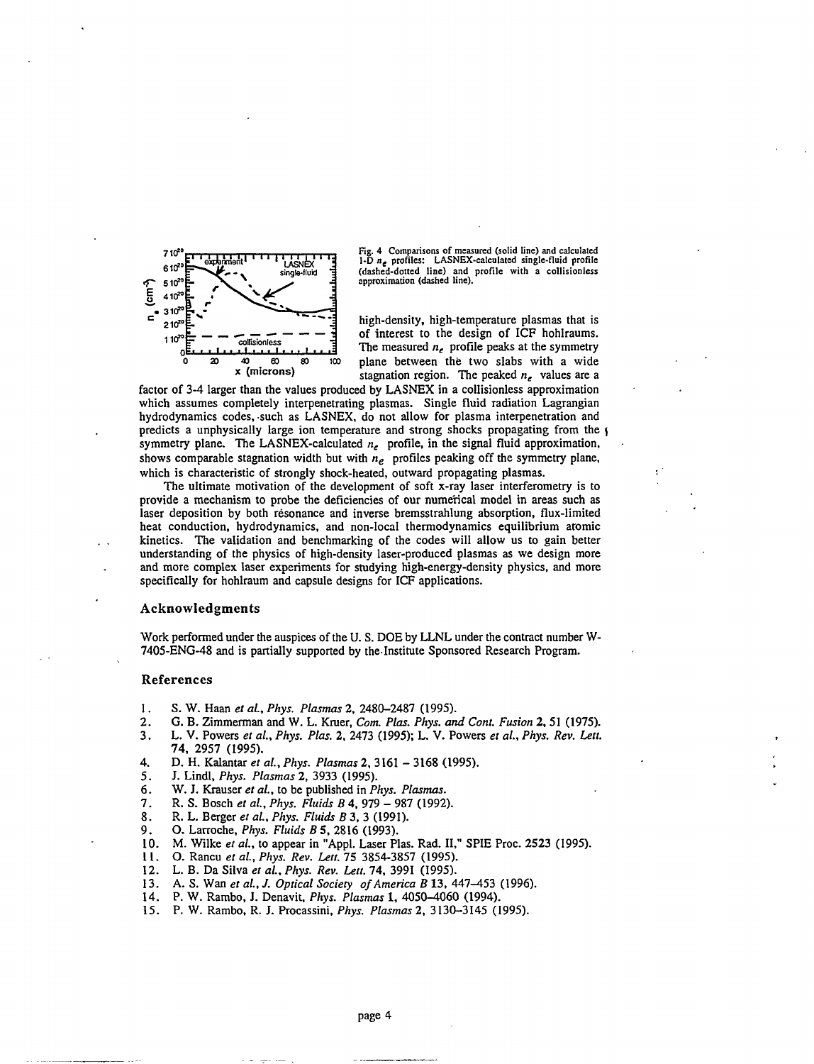Fig. 4 Comparisons of measured (solid line) and calculated 1-D $n_e$ profiles: LASNEX-calculated single-fluid profile (dashed-dotted line) and profile with a collisionless approximation (dashed line).

high-density, high-temperature plasmas that is of interest to the design of ICF hohlraums. The measured $n_e$ profile peaks at the symmetry plane between the two slabs with a wide stagnation region. The peaked $n_e$ values are a factor of 3-4 larger than the values produced by LASNEX in a collisionless approximation which assumes completely interpenetrating plasmas. Single fluid radiation Lagrangian hydrodynamics codes, such as LASNEX, do not allow for plasma interpenetration and predicts a unphysically large ion temperature and strong shocks propagating from the symmetry plane. The LASNEX-calculated $n_e$ profile, in the signal fluid approximation, shows comparable stagnation width but with $n_e$ profiles peaking off the symmetry plane, which is characteristic of strongly shock-heated, outward propagating plasmas.

The ultimate motivation of the development of soft x-ray laser interferometry is to provide a mechanism to probe the deficiencies of our numerical model in areas such as laser deposition by both resonance and inverse bremsstrahlung absorption, flux-limited heat conduction, hydrodynamics, and non-local thermodynamics equilibrium atomic kinetics. The validation and benchmarking of the codes will allow us to gain better understanding of the physics of high-density laser-produced plasmas as we design more and more complex laser experiments for studying high-energy-density physics, and more specifically for hohlraum and capsule designs for ICF applications.

## Acknowledgments

Work performed under the auspices of the U. S. DOE by LLNL under the contract number W-7405-ENG-48 and is partially supported by the Institute Sponsored Research Program.

## References

1. S. W. Haan *et al.*, *Phys. Plasmas* **2**, 2480–2487 (1995).
2. G. B. Zimmerman and W. L. Kruer, *Com. Plas. Phys. and Cont. Fusion* **2**, 51 (1975).
3. L. V. Powers *et al.*, *Phys. Plas.* **2**, 2473 (1995); L. V. Powers *et al.*, *Phys. Rev. Lett.* **74**, 2957 (1995).
4. D. H. Kalantar *et al.*, *Phys. Plasmas* **2**, 3161 – 3168 (1995).
5. J. Lindl, *Phys. Plasmas* **2**, 3933 (1995).
6. W. J. Krauser *et al.*, to be published in *Phys. Plasmas*.
7. R. S. Bosch *et al.*, *Phys. Fluids B* **4**, 979 – 987 (1992).
8. R. L. Berger *et al.*, *Phys. Fluids B* **3**, 3 (1991).
9. O. Larroche, *Phys. Fluids B* **5**, 2816 (1993).
10. M. Wilke *et al.*, to appear in "Appl. Laser Plas. Rad. II," SPIE Proc. **2523** (1995).
11. O. Rancu *et al.*, *Phys. Rev. Lett.* **75** 3854-3857 (1995).
12. L. B. Da Silva *et al.*, *Phys. Rev. Lett.* **74**, 3991 (1995).
13. A. S. Wan *et al.*, *J. Optical Society of America B* **13**, 447–453 (1996).
14. P. W. Rambo, J. Denavit, *Phys. Plasmas* **1**, 4050–4060 (1994).
15. P. W. Rambo, R. J. Procassini, *Phys. Plasmas* **2**, 3130–3145 (1995).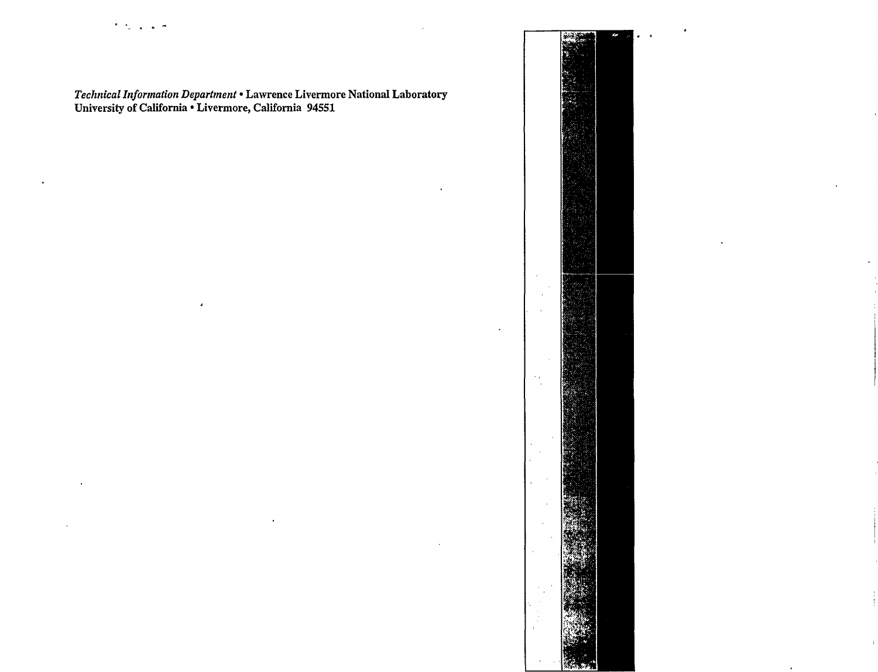*Technical Information Department* • Lawrence Livermore National Laboratory
University of California • Livermore, California 94551